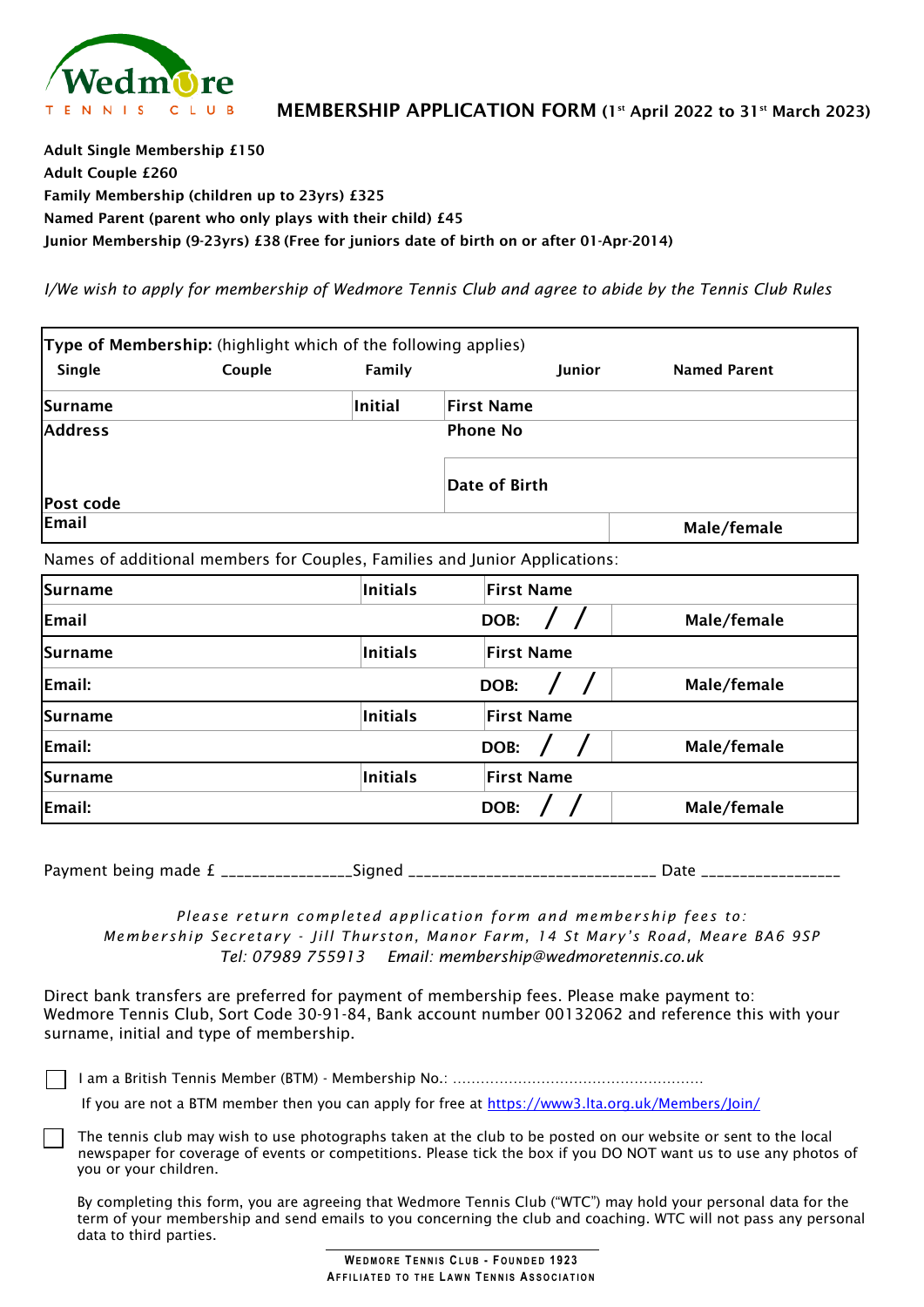Wedmore TENNIS CLUB

# MEMBERSHIP APPLICATION FORM (1st April 2022 to 31st March 2023)

**Adult Single Membership £150**
**Adult Couple £260**
**Family Membership (children up to 23yrs) £325**
**Named Parent (parent who only plays with their child) £45**
**Junior Membership (9-23yrs) £38 (Free for juniors date of birth on or after 01-Apr-2014)**

*I/We wish to apply for membership of Wedmore Tennis Club and agree to abide by the Tennis Club Rules*

| **Type of Membership:** (highlight which of the following applies) | | | | |
|---|---|---|---|---|
| **Single** | **Couple** | **Family** | **Junior** | **Named Parent** |
| **Surname** | **Initial** | **First Name** | | |
| **Address** | | **Phone No** | | |
| | | **Date of Birth** | | |
| **Post code** | | | | |
| **Email** | | | | **Male/female** |

Names of additional members for Couples, Families and Junior Applications:

| | | | |
|---|---|---|---|
| **Surname** | **Initials** | **First Name** | |
| **Email** | | **DOB: / /** | **Male/female** |
| **Surname** | **Initials** | **First Name** | |
| **Email:** | | **DOB: / /** | **Male/female** |
| **Surname** | **Initials** | **First Name** | |
| **Email:** | | **DOB: / /** | **Male/female** |
| **Surname** | **Initials** | **First Name** | |
| **Email:** | | **DOB: / /** | **Male/female** |

Payment being made £ ________________Signed _______________________________ Date _________________

*Please return completed application form and membership fees to:*
*Membership Secretary - Jill Thurston, Manor Farm, 14 St Mary's Road, Meare BA6 9SP*
*Tel: 07989 755913 Email: membership@wedmoretennis.co.uk*

Direct bank transfers are preferred for payment of membership fees. Please make payment to: Wedmore Tennis Club, Sort Code 30-91-84, Bank account number 00132062 and reference this with your surname, initial and type of membership.

☐ I am a British Tennis Member (BTM) - Membership No.: ......................................................

If you are not a BTM member then you can apply for free at https://www3.lta.org.uk/Members/Join/

☐ The tennis club may wish to use photographs taken at the club to be posted on our website or sent to the local newspaper for coverage of events or competitions. Please tick the box if you DO NOT want us to use any photos of you or your children.

By completing this form, you are agreeing that Wedmore Tennis Club ("WTC") may hold your personal data for the term of your membership and send emails to you concerning the club and coaching. WTC will not pass any personal data to third parties.

WEDMORE TENNIS CLUB - FOUNDED 1923
AFFILIATED TO THE LAWN TENNIS ASSOCIATION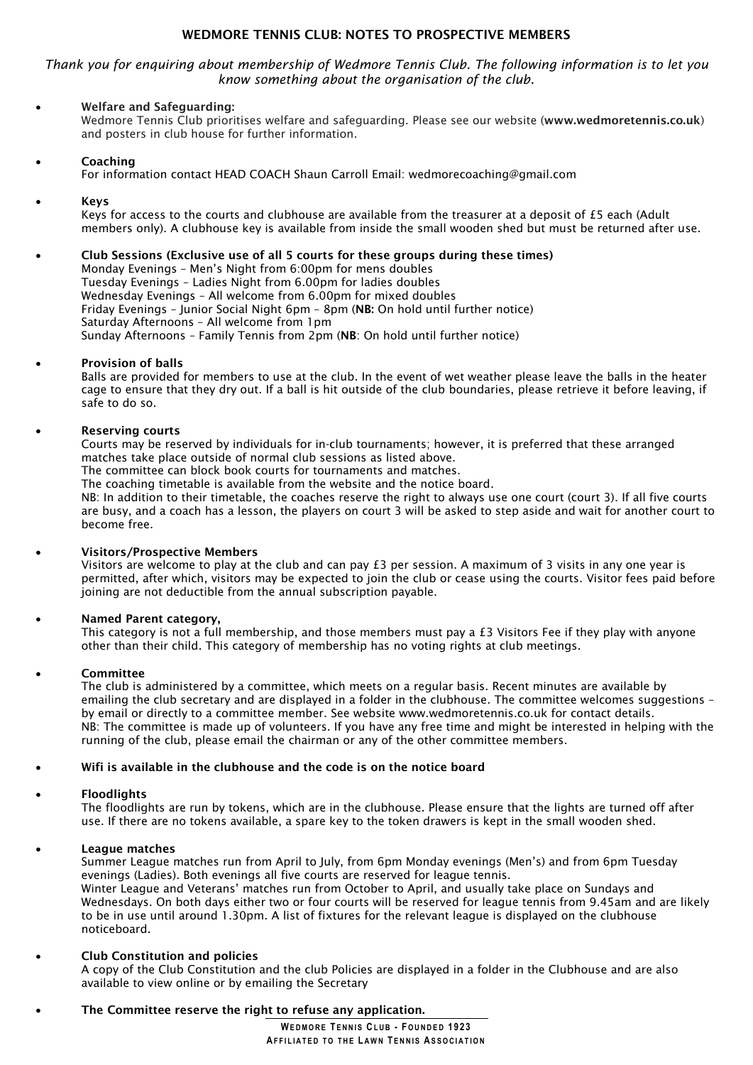## WEDMORE TENNIS CLUB: NOTES TO PROSPECTIVE MEMBERS

*Thank you for enquiring about membership of Wedmore Tennis Club. The following information is to let you know something about the organisation of the club.*

- **Welfare and Safeguarding:**
  Wedmore Tennis Club prioritises welfare and safeguarding. Please see our website (**www.wedmoretennis.co.uk**) and posters in club house for further information.

- **Coaching**
  For information contact HEAD COACH Shaun Carroll Email: wedmorecoaching@gmail.com

- **Keys**
  Keys for access to the courts and clubhouse are available from the treasurer at a deposit of £5 each (Adult members only). A clubhouse key is available from inside the small wooden shed but must be returned after use.

- **Club Sessions (Exclusive use of all 5 courts for these groups during these times)**
  Monday Evenings – Men's Night from 6:00pm for mens doubles
  Tuesday Evenings – Ladies Night from 6.00pm for ladies doubles
  Wednesday Evenings – All welcome from 6.00pm for mixed doubles
  Friday Evenings – Junior Social Night 6pm – 8pm (**NB:** On hold until further notice)
  Saturday Afternoons – All welcome from 1pm
  Sunday Afternoons – Family Tennis from 2pm (**NB**: On hold until further notice)

- **Provision of balls**
  Balls are provided for members to use at the club. In the event of wet weather please leave the balls in the heater cage to ensure that they dry out. If a ball is hit outside of the club boundaries, please retrieve it before leaving, if safe to do so.

- **Reserving courts**
  Courts may be reserved by individuals for in-club tournaments; however, it is preferred that these arranged matches take place outside of normal club sessions as listed above.
  The committee can block book courts for tournaments and matches.
  The coaching timetable is available from the website and the notice board.
  NB: In addition to their timetable, the coaches reserve the right to always use one court (court 3). If all five courts are busy, and a coach has a lesson, the players on court 3 will be asked to step aside and wait for another court to become free.

- **Visitors/Prospective Members**
  Visitors are welcome to play at the club and can pay £3 per session. A maximum of 3 visits in any one year is permitted, after which, visitors may be expected to join the club or cease using the courts. Visitor fees paid before joining are not deductible from the annual subscription payable.

- **Named Parent category,**
  This category is not a full membership, and those members must pay a £3 Visitors Fee if they play with anyone other than their child. This category of membership has no voting rights at club meetings.

- **Committee**
  The club is administered by a committee, which meets on a regular basis. Recent minutes are available by emailing the club secretary and are displayed in a folder in the clubhouse. The committee welcomes suggestions – by email or directly to a committee member. See website www.wedmoretennis.co.uk for contact details.
  NB: The committee is made up of volunteers. If you have any free time and might be interested in helping with the running of the club, please email the chairman or any of the other committee members.

- **Wifi is available in the clubhouse and the code is on the notice board**

- **Floodlights**
  The floodlights are run by tokens, which are in the clubhouse. Please ensure that the lights are turned off after use. If there are no tokens available, a spare key to the token drawers is kept in the small wooden shed.

- **League matches**
  Summer League matches run from April to July, from 6pm Monday evenings (Men's) and from 6pm Tuesday evenings (Ladies). Both evenings all five courts are reserved for league tennis.
  Winter League and Veterans' matches run from October to April, and usually take place on Sundays and Wednesdays. On both days either two or four courts will be reserved for league tennis from 9.45am and are likely to be in use until around 1.30pm. A list of fixtures for the relevant league is displayed on the clubhouse noticeboard.

- **Club Constitution and policies**
  A copy of the Club Constitution and the club Policies are displayed in a folder in the Clubhouse and are also available to view online or by emailing the Secretary

- **The Committee reserve the right to refuse any application.**

**WEDMORE TENNIS CLUB - FOUNDED 1923**
**AFFILIATED TO THE LAWN TENNIS ASSOCIATION**